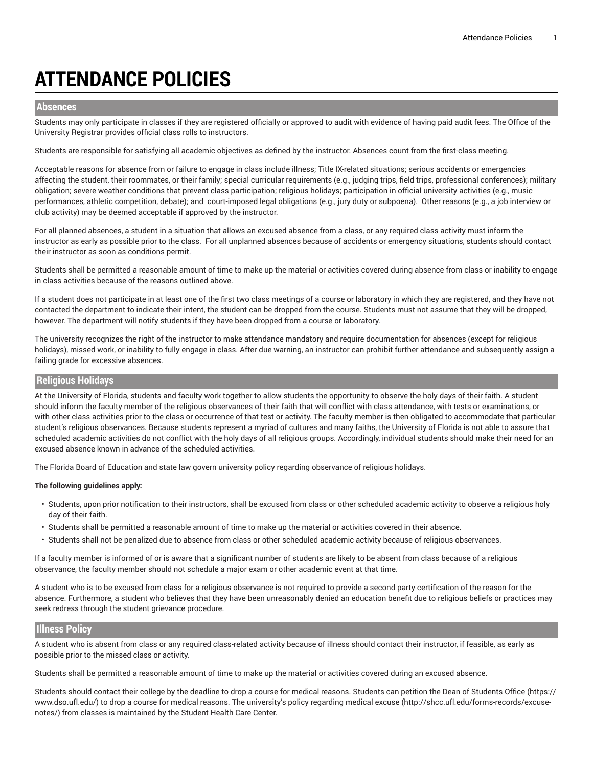# ATTENDANCE POLICIES

## Absences

Students may only participate in classes if they are registered officially or approved to audit with evidence of having paid audit fees. The Office of the University Registrar provides official class rolls to instructors.

Students are responsible for satisfying all academic objectives as defined by the instructor. Absences count from the first-class meeting.

Acceptable reasons for absence from or failure to engage in class include illness; Title IX-related situations; serious accidents or emergencies affecting the student, their roommates, or their family; special curricular requirements (e.g., judging trips, field trips, professional conferences); military obligation; severe weather conditions that prevent class participation; religious holidays; participation in official university activities (e.g., music performances, athletic competition, debate); and court-imposed legal obligations (e.g., jury duty or subpoena). Other reasons (e.g., a job interview or club activity) may be deemed acceptable if approved by the instructor.

For all planned absences, a student in a situation that allows an excused absence from a class, or any required class activity must inform the instructor as early as possible prior to the class. For all unplanned absences because of accidents or emergency situations, students should contact their instructor as soon as conditions permit.

Students shall be permitted a reasonable amount of time to make up the material or activities covered during absence from class or inability to engage in class activities because of the reasons outlined above.

If a student does not participate in at least one of the first two class meetings of a course or laboratory in which they are registered, and they have not contacted the department to indicate their intent, the student can be dropped from the course. Students must not assume that they will be dropped, however. The department will notify students if they have been dropped from a course or laboratory.

The university recognizes the right of the instructor to make attendance mandatory and require documentation for absences (except for religious holidays), missed work, or inability to fully engage in class. After due warning, an instructor can prohibit further attendance and subsequently assign a failing grade for excessive absences.

## Religious Holidays

At the University of Florida, students and faculty work together to allow students the opportunity to observe the holy days of their faith. A student should inform the faculty member of the religious observances of their faith that will conflict with class attendance, with tests or examinations, or with other class activities prior to the class or occurrence of that test or activity. The faculty member is then obligated to accommodate that particular student's religious observances. Because students represent a myriad of cultures and many faiths, the University of Florida is not able to assure that scheduled academic activities do not conflict with the holy days of all religious groups. Accordingly, individual students should make their need for an excused absence known in advance of the scheduled activities.

The Florida Board of Education and state law govern university policy regarding observance of religious holidays.

**The following guidelines apply:**

- Students, upon prior notification to their instructors, shall be excused from class or other scheduled academic activity to observe a religious holy day of their faith.
- Students shall be permitted a reasonable amount of time to make up the material or activities covered in their absence.
- Students shall not be penalized due to absence from class or other scheduled academic activity because of religious observances.

If a faculty member is informed of or is aware that a significant number of students are likely to be absent from class because of a religious observance, the faculty member should not schedule a major exam or other academic event at that time.

A student who is to be excused from class for a religious observance is not required to provide a second party certification of the reason for the absence. Furthermore, a student who believes that they have been unreasonably denied an education benefit due to religious beliefs or practices may seek redress through the student grievance procedure.

## Illness Policy

A student who is absent from class or any required class-related activity because of illness should contact their instructor, if feasible, as early as possible prior to the missed class or activity.

Students shall be permitted a reasonable amount of time to make up the material or activities covered during an excused absence.

Students should contact their college by the deadline to drop a course for medical reasons. Students can petition the Dean of Students Office (https://www.dso.ufl.edu/) to drop a course for medical reasons. The university's policy regarding medical excuse (http://shcc.ufl.edu/forms-records/excuse-notes/) from classes is maintained by the Student Health Care Center.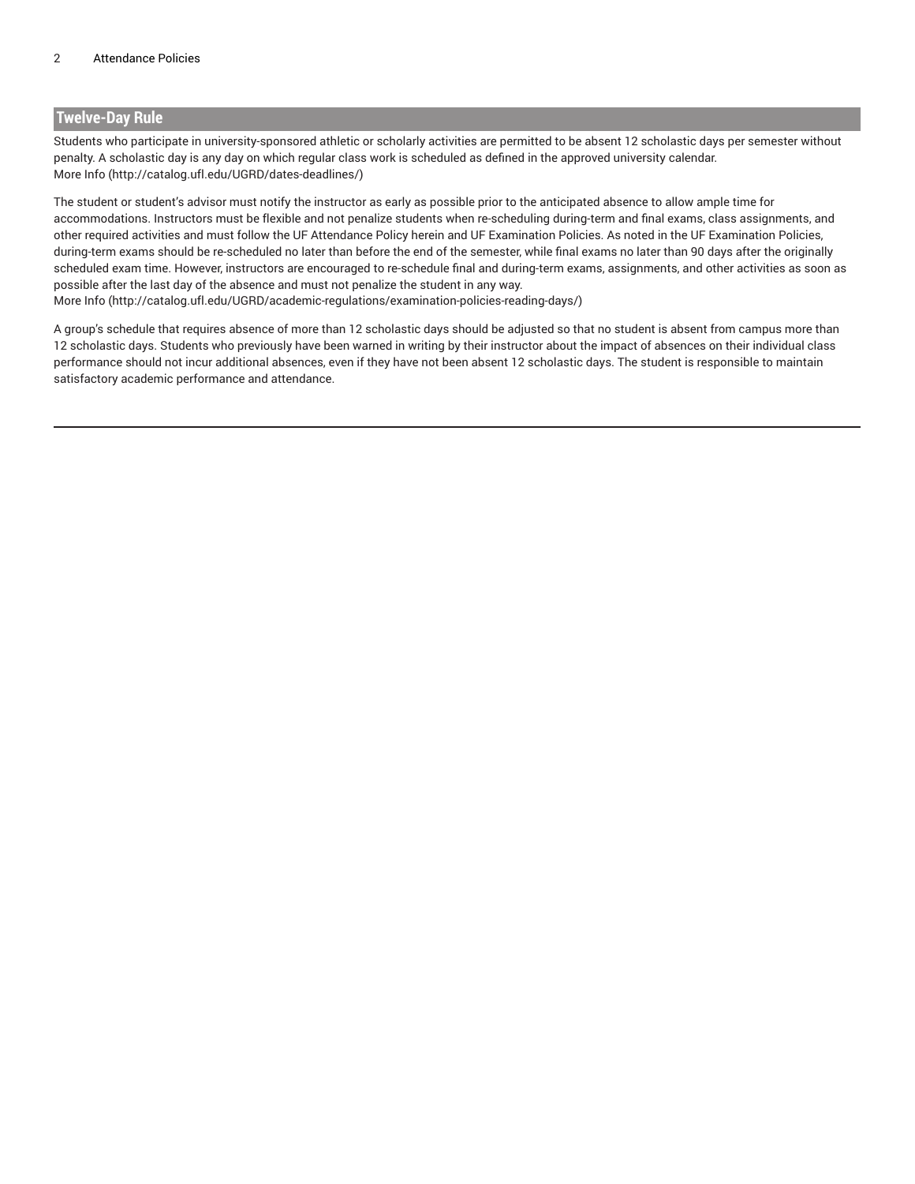## Twelve-Day Rule

Students who participate in university-sponsored athletic or scholarly activities are permitted to be absent 12 scholastic days per semester without penalty. A scholastic day is any day on which regular class work is scheduled as defined in the approved university calendar.
More Info (http://catalog.ufl.edu/UGRD/dates-deadlines/)

The student or student's advisor must notify the instructor as early as possible prior to the anticipated absence to allow ample time for accommodations. Instructors must be flexible and not penalize students when re-scheduling during-term and final exams, class assignments, and other required activities and must follow the UF Attendance Policy herein and UF Examination Policies. As noted in the UF Examination Policies, during-term exams should be re-scheduled no later than before the end of the semester, while final exams no later than 90 days after the originally scheduled exam time. However, instructors are encouraged to re-schedule final and during-term exams, assignments, and other activities as soon as possible after the last day of the absence and must not penalize the student in any way.
More Info (http://catalog.ufl.edu/UGRD/academic-regulations/examination-policies-reading-days/)

A group's schedule that requires absence of more than 12 scholastic days should be adjusted so that no student is absent from campus more than 12 scholastic days. Students who previously have been warned in writing by their instructor about the impact of absences on their individual class performance should not incur additional absences, even if they have not been absent 12 scholastic days. The student is responsible to maintain satisfactory academic performance and attendance.